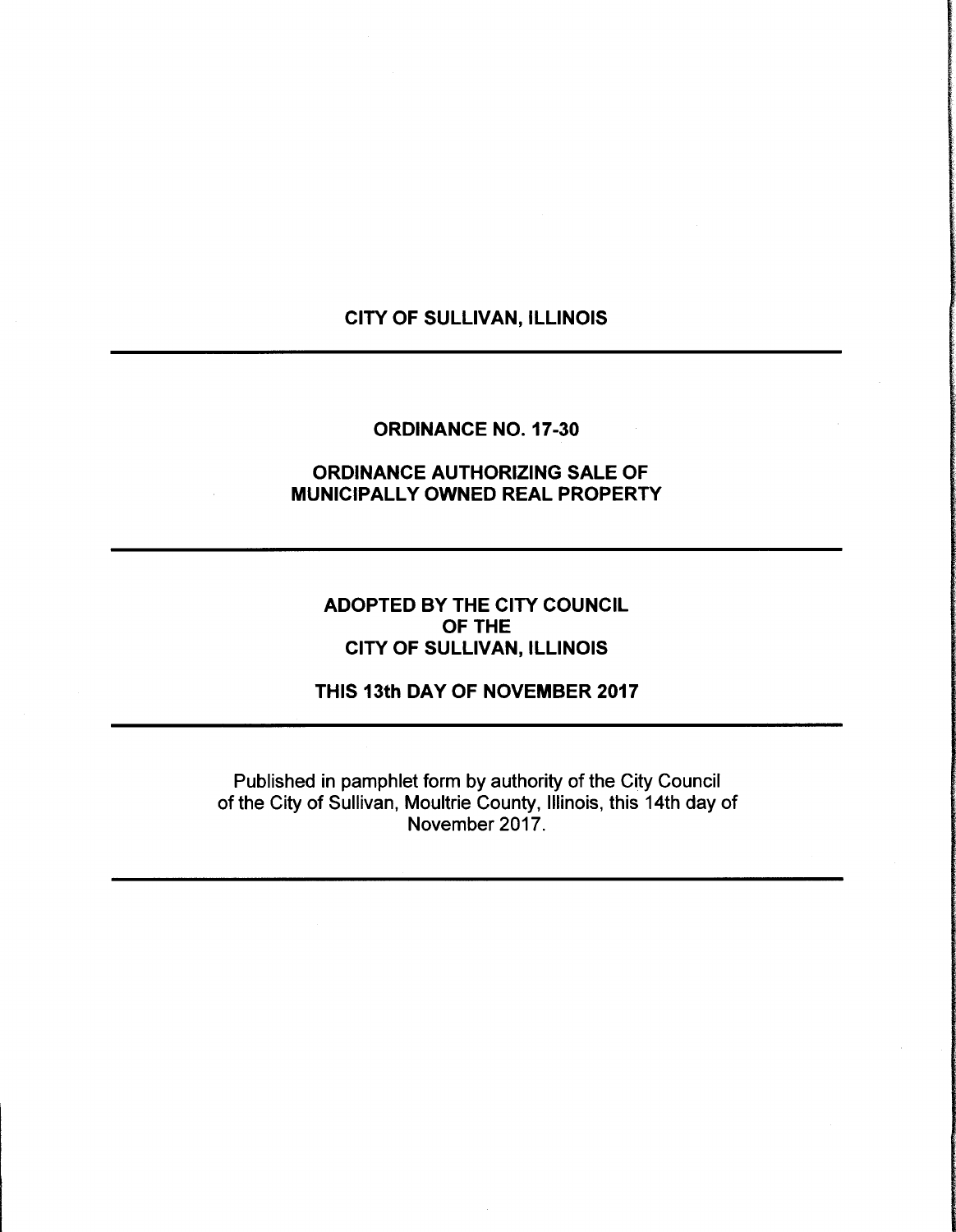# CITY OF SULLIVAN, ILLINOIS

---

## ORDINANCE NO. 17-30

## ORDINANCE AUTHORIZING SALE OF MUNICIPALLY OWNED REAL PROPERTY

---

**ADOPTED BY THE CITY COUNCIL OF THE CITY OF SULLIVAN, ILLINOIS**

**THIS 13th DAY OF NOVEMBER 2017**

---

Published in pamphlet form by authority of the City Council of the City of Sullivan, Moultrie County, Illinois, this 14th day of November 2017.

---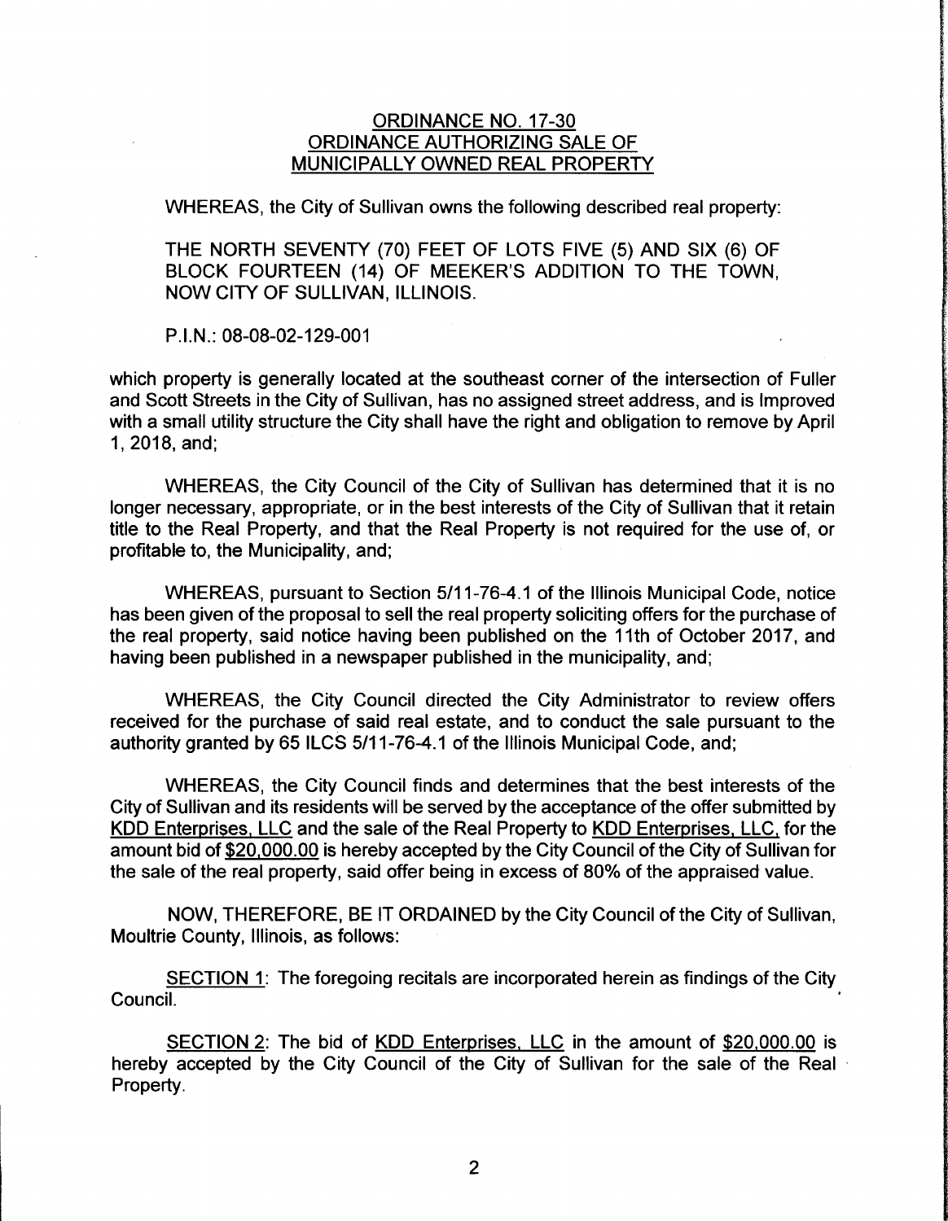## ORDINANCE NO. 17-30
## ORDINANCE AUTHORIZING SALE OF MUNICIPALLY OWNED REAL PROPERTY

WHEREAS, the City of Sullivan owns the following described real property:

THE NORTH SEVENTY (70) FEET OF LOTS FIVE (5) AND SIX (6) OF BLOCK FOURTEEN (14) OF MEEKER'S ADDITION TO THE TOWN, NOW CITY OF SULLIVAN, ILLINOIS.

P.I.N.: 08-08-02-129-001

which property is generally located at the southeast corner of the intersection of Fuller and Scott Streets in the City of Sullivan, has no assigned street address, and is Improved with a small utility structure the City shall have the right and obligation to remove by April 1, 2018, and;

WHEREAS, the City Council of the City of Sullivan has determined that it is no longer necessary, appropriate, or in the best interests of the City of Sullivan that it retain title to the Real Property, and that the Real Property is not required for the use of, or profitable to, the Municipality, and;

WHEREAS, pursuant to Section 5/11-76-4.1 of the Illinois Municipal Code, notice has been given of the proposal to sell the real property soliciting offers for the purchase of the real property, said notice having been published on the 11th of October 2017, and having been published in a newspaper published in the municipality, and;

WHEREAS, the City Council directed the City Administrator to review offers received for the purchase of said real estate, and to conduct the sale pursuant to the authority granted by 65 ILCS 5/11-76-4.1 of the Illinois Municipal Code, and;

WHEREAS, the City Council finds and determines that the best interests of the City of Sullivan and its residents will be served by the acceptance of the offer submitted by KDD Enterprises, LLC and the sale of the Real Property to KDD Enterprises, LLC, for the amount bid of $20,000.00 is hereby accepted by the City Council of the City of Sullivan for the sale of the real property, said offer being in excess of 80% of the appraised value.

NOW, THEREFORE, BE IT ORDAINED by the City Council of the City of Sullivan, Moultrie County, Illinois, as follows:

SECTION 1: The foregoing recitals are incorporated herein as findings of the City Council.

SECTION 2: The bid of KDD Enterprises, LLC in the amount of $20,000.00 is hereby accepted by the City Council of the City of Sullivan for the sale of the Real Property.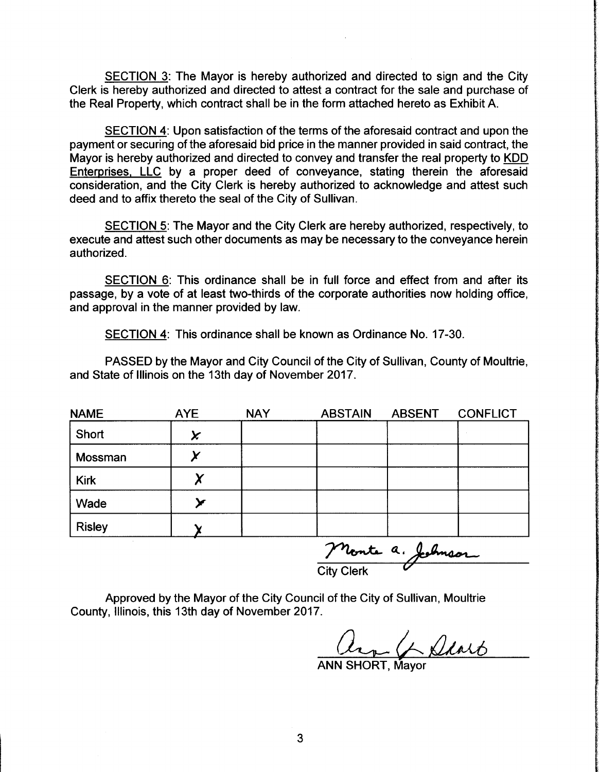<u>SECTION 3</u>: The Mayor is hereby authorized and directed to sign and the City Clerk is hereby authorized and directed to attest a contract for the sale and purchase of the Real Property, which contract shall be in the form attached hereto as Exhibit A.

<u>SECTION 4</u>: Upon satisfaction of the terms of the aforesaid contract and upon the payment or securing of the aforesaid bid price in the manner provided in said contract, the Mayor is hereby authorized and directed to convey and transfer the real property to <u>KDD Enterprises, LLC</u> by a proper deed of conveyance, stating therein the aforesaid consideration, and the City Clerk is hereby authorized to acknowledge and attest such deed and to affix thereto the seal of the City of Sullivan.

<u>SECTION 5</u>: The Mayor and the City Clerk are hereby authorized, respectively, to execute and attest such other documents as may be necessary to the conveyance herein authorized.

<u>SECTION 6</u>: This ordinance shall be in full force and effect from and after its passage, by a vote of at least two-thirds of the corporate authorities now holding office, and approval in the manner provided by law.

<u>SECTION 4</u>: This ordinance shall be known as Ordinance No. 17-30.

PASSED by the Mayor and City Council of the City of Sullivan, County of Moultrie, and State of Illinois on the 13th day of November 2017.

| NAME | AYE | NAY | ABSTAIN | ABSENT | CONFLICT |
|---|---|---|---|---|---|
| Short | X | | | | |
| Mossman | X | | | | |
| Kirk | X | | | | |
| Wade | X | | | | |
| Risley | X | | | | |

Monte a. Johnson
City Clerk

Approved by the Mayor of the City Council of the City of Sullivan, Moultrie County, Illinois, this 13th day of November 2017.

Ann G. Short
ANN SHORT, Mayor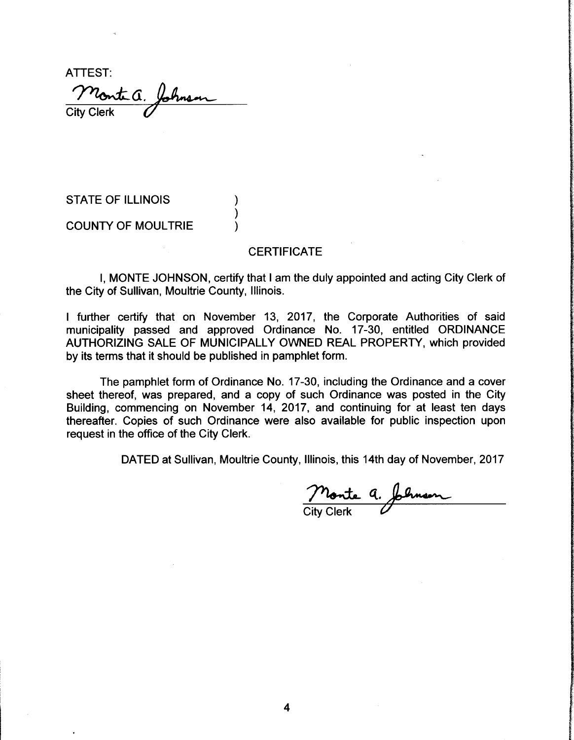ATTEST:

Monte A. Johnson
City Clerk

STATE OF ILLINOIS )
)
COUNTY OF MOULTRIE )

CERTIFICATE

I, MONTE JOHNSON, certify that I am the duly appointed and acting City Clerk of the City of Sullivan, Moultrie County, Illinois.

I further certify that on November 13, 2017, the Corporate Authorities of said municipality passed and approved Ordinance No. 17-30, entitled ORDINANCE AUTHORIZING SALE OF MUNICIPALLY OWNED REAL PROPERTY, which provided by its terms that it should be published in pamphlet form.

The pamphlet form of Ordinance No. 17-30, including the Ordinance and a cover sheet thereof, was prepared, and a copy of such Ordinance was posted in the City Building, commencing on November 14, 2017, and continuing for at least ten days thereafter. Copies of such Ordinance were also available for public inspection upon request in the office of the City Clerk.

DATED at Sullivan, Moultrie County, Illinois, this 14th day of November, 2017

Monte A. Johnson
City Clerk